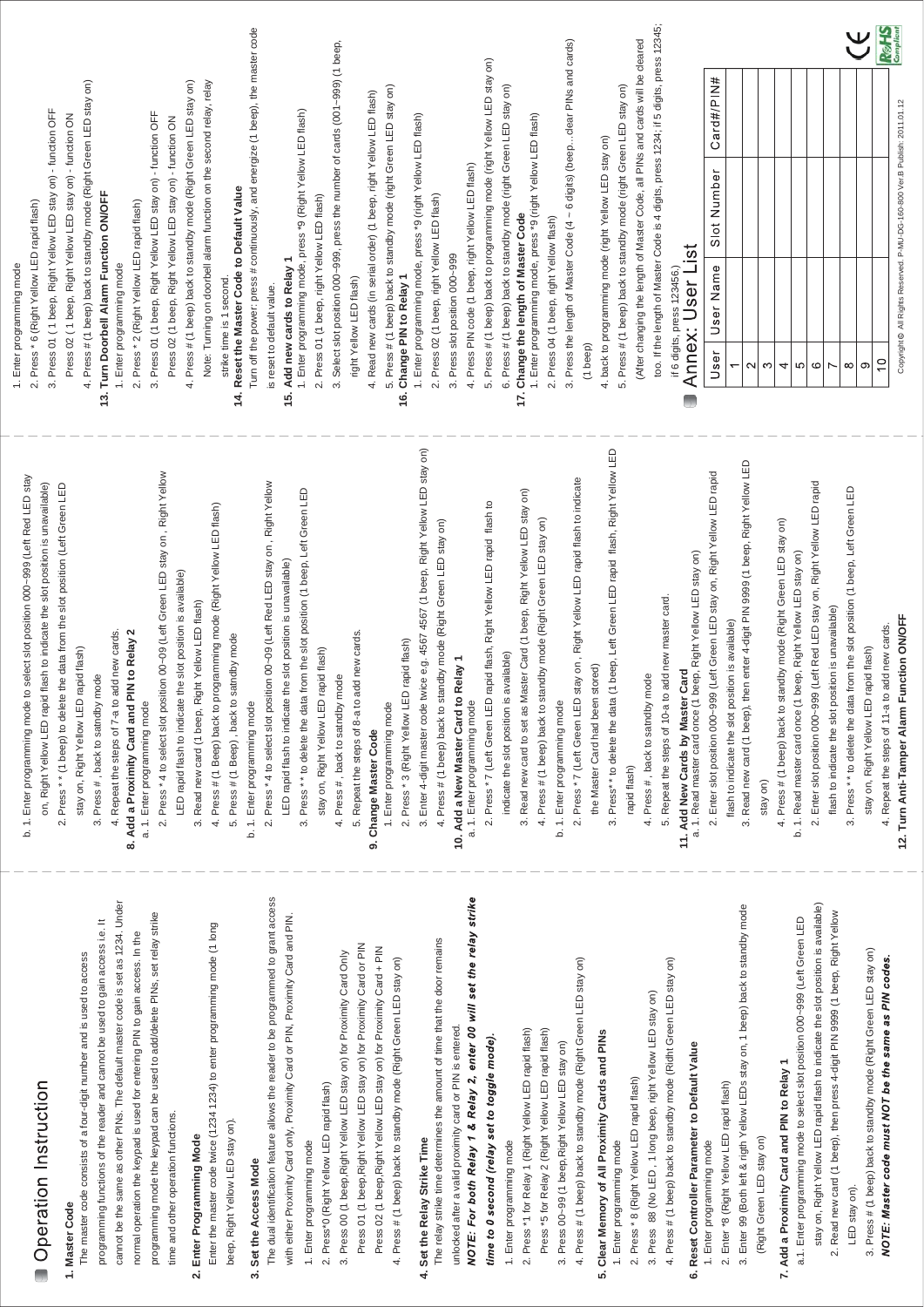# Operation Instruction

**1. Master Code**

The master code consists of a four-digit number and is used to access programming functions of the reader and cannot be used to gain access i.e. It cannot be the same as other PINs. The default master code is set as 1234. Under normal operation the keypad is used for entering PIN to gain access. In the programming mode the keypad can be used to add/delete PINs, set relay strike time and other operation functions.

**2. Enter Programming Mode**

Enter the master code twice (1234 1234) to enter programming mode (1 long beep, Right Yellow LED stay on).

**3. Set the Access Mode**

The dual identification feature allows the reader to be programmed to grant access with either Proximity Card only, Proximity Card or PIN, Proximity Card and PIN.

1. Enter programming mode
2. Press*0 (Right Yellow LED rapid flash)
3. Press 00 (1 beep,Right Yellow LED stay on) for Proximity Card Only
   Press 01 (1 beep,Right Yellow LED stay on) for Proximity Card or PIN
   Press 02 (1 beep,Right Yellow LED stay on) for Proximity Card + PIN
4. Press # (1 beep) back to standby mode (Right Green LED stay on)

**4. Set the Relay Strike Time**

The relay strike time determines the amount of time that the door remains unlocked after a valid proximity card or PIN is entered.

***NOTE: For both Relay 1 & Relay 2, enter 00 will set the relay strike time to 0 second (relay set to toggle mode).***

1. Enter programming mode
2. Press *1 for Relay 1 (Right Yellow LED rapid flash)
   Press *5 for Relay 2 (Right Yellow LED rapid flash)
3. Press 00~99 (1 beep,Right Yellow LED stay on)
4. Press # (1 beep) back to standby mode (Right Green LED stay on)

**5. Clear Memory of All Proximity Cards and PINs**

1. Enter programming mode
2. Press * 8 (Right Yellow LED rapid flash)
3. Press 88 (No LED , 1 long beep, right Yellow LED stay on)
4. Press # (1 beep) back to standby mode (Ridht Green LED stay on)

**6. Reset Controller Parameter to Default Value**

1. Enter programming mode
2. Enter *8 (Right Yellow LED rapid flash)
3. Enter 99 (Both left & rigth Yellow LEDs stay on,1 beep) back to standby mode (Right Green LED stay on)

**7. Add a Proximity Card and PIN to Relay 1**

a.1. Enter programming mode to select slot position 000~999 (Left Green LED stay on, Right Yellow LED rapid flash to indicate the slot position is available)
2. Read new card (1 beep), then press 4-digit PIN 9999 (1 beep, Right Yellow LED stay on).
3. Press # (1 beep) back to standby mode (Right Green LED stay on)

***NOTE: Master code must NOT be the same as PIN codes.***

b. 1. Enter programming mode to select slot position 000~999 (Left Red LED stay on, Right Yellow LED rapid flash to indicate the slot positon is unavailable)
2. Press * * (1 beep) to delete the data from the slot position (Left Green LED stay on, Right Yellow LED rapid flash)
3. Press # , back to satndby mode
4. Repeat the steps of 7-a to add new cards.

**8. Add a Proximity Card and PIN to Relay 2**

a. 1. Enter programming mode
2. Press * 4 to select slot position 00~09 (Left Green LED stay on , Right Yellow LED rapid flash to indicate the slot position is available)
3. Read new card (1 beep, Right Yellow LED flash)
4. Press # (1 Beep) back to programming mode (Right Yellow LED flash)
5. Press # (1 Beep) , back to satndby mode

b. 1. Enter programming mode
2. Press * 4 to select slot position 00~09 (Left Red LED stay on , Right Yellow LED rapid flash to indicate the slot position is unavailable)
3. Press * * to delete the data from the slot position (1 beep, Left Green LED stay on, Right Yellow LED rapid flash)
4. Press # , back to satndby mode
5. Repeat the steps of 8-a to add new cards.

**9. Change Master Code**

1. Enter programming mode
2. Press * 3 (Right Yellow LED rapid flash)
3. Enter 4-digit master code twice e.g. 4567 4567 (1 beep, Right Yellow LED stay on)
4. Press # (1 beep) back to standby mode (Right Green LED stay on)

**10. Add a New Master Card to Relay 1**

a. 1. Enter programming mode
2. Press * 7 (Left Green LED rapid flash, Right Yellow LED rapid flash to indicate the slot position is available)
3. Read new card to set as Master Card (1 beep, Right Yellow LED stay on)
4. Press # (1 beep) back to standby mode (Right Green LED stay on)

b. 1. Enter programming mode
2. Press * 7 (Left Green LED stay on , Right Yellow LED rapid flash to indicate the Master Card had been stored)
3. Press* * to delete the data (1 beep, Left Green LED rapid flash, Right Yellow LED rapid flash)
4. Press # , back to satndby mode
5. Repeat the steps of 10-a to add new master card.

**11. Add New Cards by Master Card**

a. 1. Read master card once (1 beep, Right Yellow LED stay on)
2. Enter slot position 000~999 (Left Green LED stay on, Right Yellow LED rapid flash to indicate the slot position is available)
3. Read new card (1 beep), then enter 4-digit PIN 9999 (1 beep, Right Yellow LED stay on)
4. Press # (1 beep) back to standby mode (Right Green LED stay on)

b. 1. Read master card once (1 beep, Right Yellow LED stay on)
2. Enter slot position 000~999 (Left Red LED stay on, Right Yellow LED rapid flash to indicate the slot position is unavailable)
3. Press * * to delete the data from the slot position (1 beep, Left Green LED stay on, Right Yellow LED rapid flash)
4. Repeat the steps of 11-a to add new cards.

**12. Turn Anti-Tamper Alarm Function ON/OFF**

1. Enter programming mode
2. Press * 6 (Right Yellow LED rapid flash)
3. Press 01 ( 1 beep, Right Yellow LED stay on) - function OFF
   Press 02 ( 1 beep, Right Yellow LED stay on) - function ON
4. Press # (1 beep) back to standby mode (Right Green LED stay on)

**13. Turn Doorbell Alarm Function ON/OFF**

1. Enter programming mode
2. Press * 2 (Right Yellow LED rapid flash)
3. Press 01 (1 beep, Right Yellow LED stay on) - function OFF
   Press 02 (1 beep, Right Yellow LED stay on) - function ON
4. Press # (1 beep) back to standby mode (Right Green LED stay on)

Note: Turning on doorbell alarm function on the second relay, relay strike time is 1 second.

**14. Reset the Master Code to Default Value**

Turn off the power; press # continuously, and energize (1 beep), the master code is reset to default value.

**15. Add new cards to Relay 1**

1. Enter programming mode, press *9 (Right Yellow LED flash)
2. Press 01 (1 beep, right Yellow LED flash)
3. Select slot positon 000~999, press the number of cards (001~999) (1 beep, right Yellow LED flash)
4. Read new cards (in serial order) (1 beep, right Yellow LED flash)
5. Press # (1 beep) back to standby mode (right Green LED stay on)

**16. Change PIN to Relay 1**

1. Enter programming mode, press *9 (right Yellow LED flash)
2. Press 02 (1 beep, right Yellow LED flash)
3. Press slot position 000~999
4. Press PIN code (1 beep, right Yellow LED flash)
5. Press # (1 beep) back to programming mode (right Yellow LED stay on)
6. Press # (1 beep) back to standby mode (right Green LED stay on)

**17. Change the length of Master Code**

1. Enter programming mode, press *9 (right Yellow LED flash)
2. Press 04 (1 beep, right Yellow flash)
3. Press the length of Master Code (4 ~ 6 digits) (beep…clear PINs and cards) (1 beep)
4. back to programming mode (right Yellow LED stay on)
5. Press # (1 beep) back to standby mode (right Green LED stay on)

(After changing the length of Master Code, all PINs and cards will be cleared too. If the length of Master Code is 4 digits, press 1234; if 5 digits, press 12345; if 6 digits, press 123456.)

# Annex: User List

| User | User Name | Slot Number | Card#/PIN# |
|---|---|---|---|
| 1 | | | |
| 2 | | | |
| 3 | | | |
| 4 | | | |
| 5 | | | |
| 6 | | | |
| 7 | | | |
| 8 | | | |
| 9 | | | |
| 10 | | | |

Copyright© All Rights Reserved. P-MU-DG-160-800 Ver.B Publish: 2011.01.12